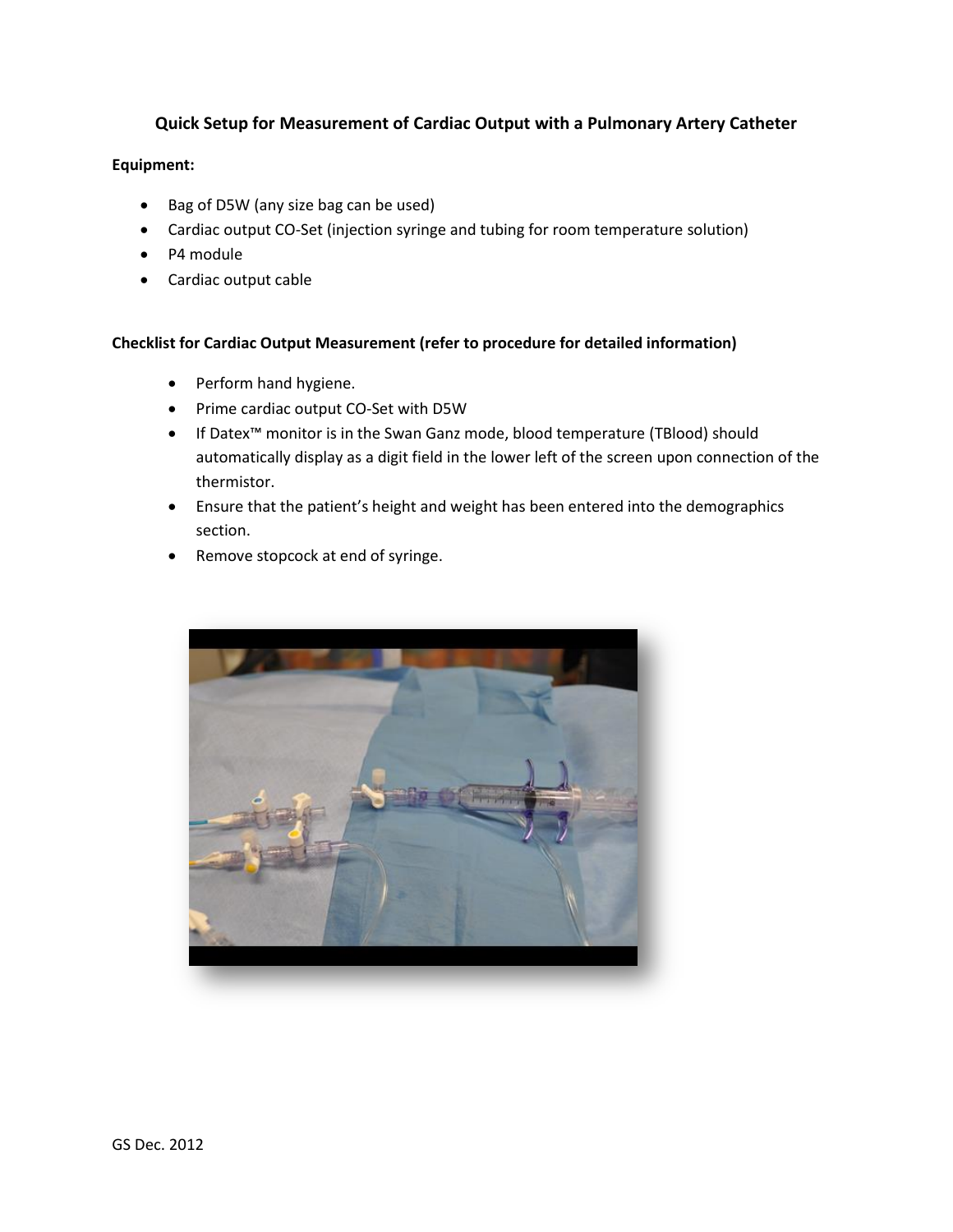# Quick Setup for Measurement of Cardiac Output with a Pulmonary Artery Catheter

**Equipment:**

- Bag of D5W (any size bag can be used)
- Cardiac output CO-Set (injection syringe and tubing for room temperature solution)
- P4 module
- Cardiac output cable

**Checklist for Cardiac Output Measurement (refer to procedure for detailed information)**

- Perform hand hygiene.
- Prime cardiac output CO-Set with D5W
- If Datex™ monitor is in the Swan Ganz mode, blood temperature (TBlood) should automatically display as a digit field in the lower left of the screen upon connection of the thermistor.
- Ensure that the patient's height and weight has been entered into the demographics section.
- Remove stopcock at end of syringe.

GS Dec. 2012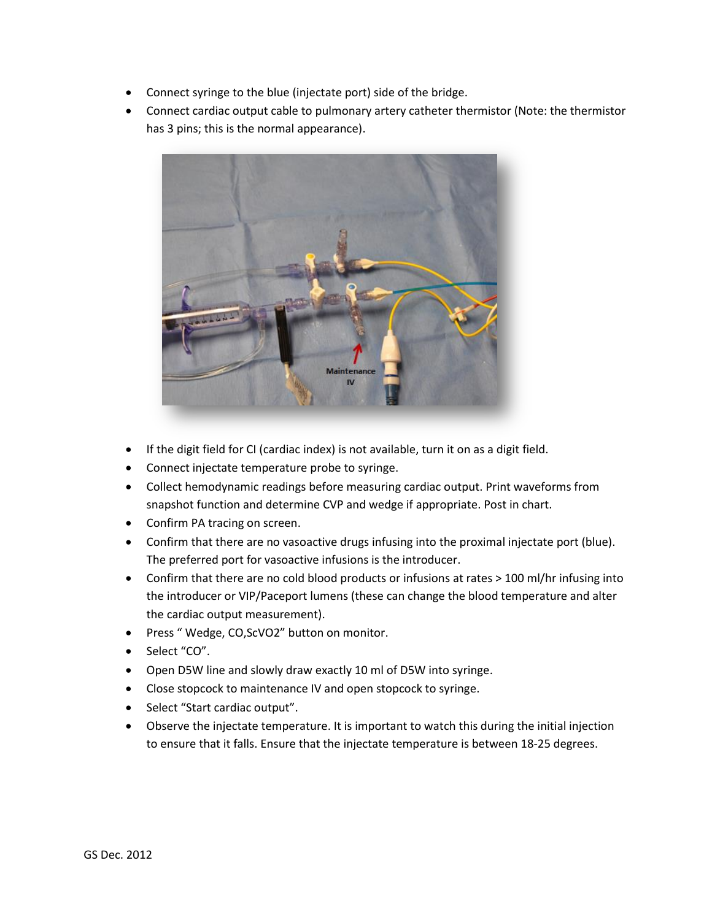- Connect syringe to the blue (injectate port) side of the bridge.
- Connect cardiac output cable to pulmonary artery catheter thermistor (Note: the thermistor has 3 pins; this is the normal appearance).

- If the digit field for CI (cardiac index) is not available, turn it on as a digit field.
- Connect injectate temperature probe to syringe.
- Collect hemodynamic readings before measuring cardiac output. Print waveforms from snapshot function and determine CVP and wedge if appropriate. Post in chart.
- Confirm PA tracing on screen.
- Confirm that there are no vasoactive drugs infusing into the proximal injectate port (blue). The preferred port for vasoactive infusions is the introducer.
- Confirm that there are no cold blood products or infusions at rates > 100 ml/hr infusing into the introducer or VIP/Paceport lumens (these can change the blood temperature and alter the cardiac output measurement).
- Press " Wedge, CO,ScVO2" button on monitor.
- Select "CO".
- Open D5W line and slowly draw exactly 10 ml of D5W into syringe.
- Close stopcock to maintenance IV and open stopcock to syringe.
- Select "Start cardiac output".
- Observe the injectate temperature. It is important to watch this during the initial injection to ensure that it falls. Ensure that the injectate temperature is between 18-25 degrees.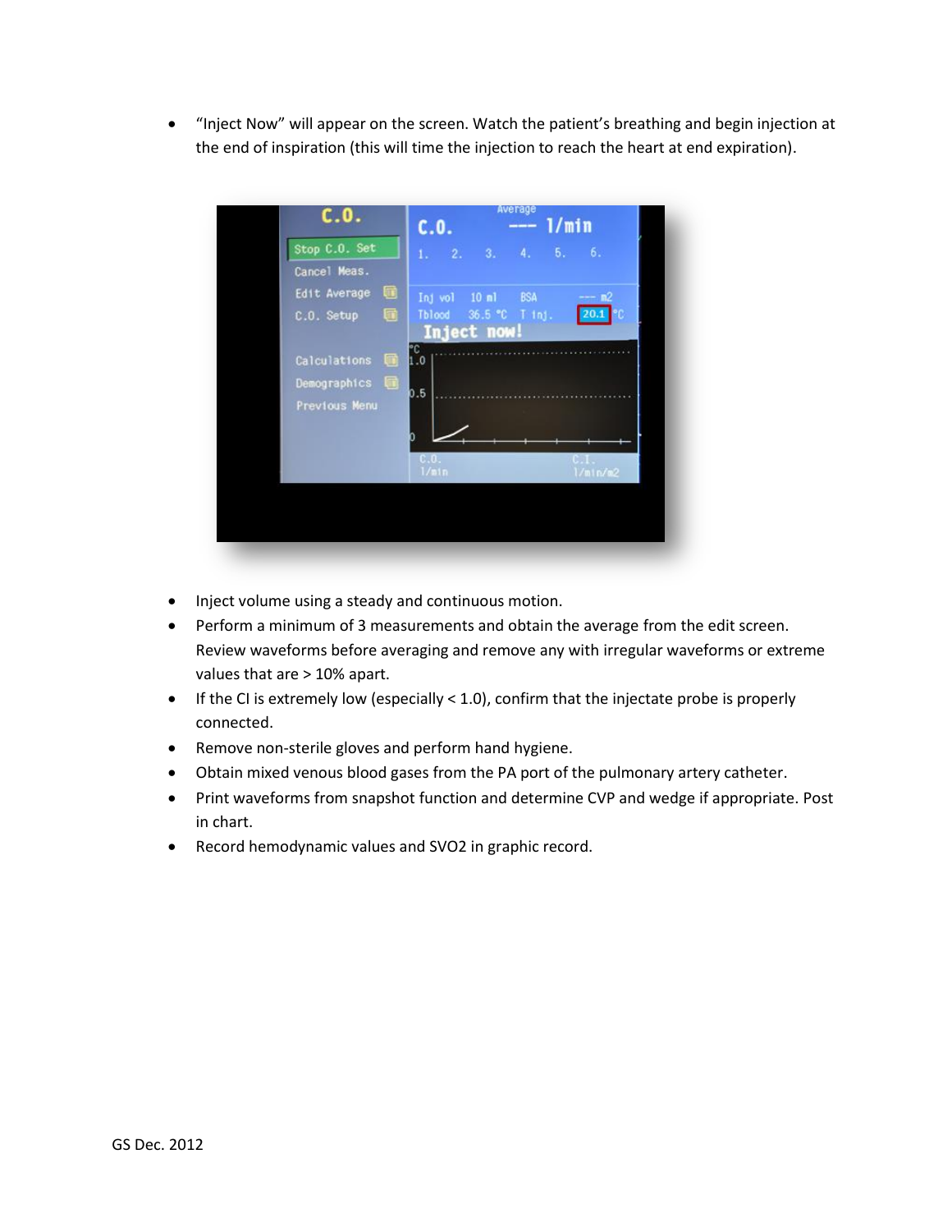- "Inject Now" will appear on the screen. Watch the patient's breathing and begin injection at the end of inspiration (this will time the injection to reach the heart at end expiration).

- Inject volume using a steady and continuous motion.
- Perform a minimum of 3 measurements and obtain the average from the edit screen. Review waveforms before averaging and remove any with irregular waveforms or extreme values that are > 10% apart.
- If the CI is extremely low (especially < 1.0), confirm that the injectate probe is properly connected.
- Remove non-sterile gloves and perform hand hygiene.
- Obtain mixed venous blood gases from the PA port of the pulmonary artery catheter.
- Print waveforms from snapshot function and determine CVP and wedge if appropriate. Post in chart.
- Record hemodynamic values and SVO2 in graphic record.